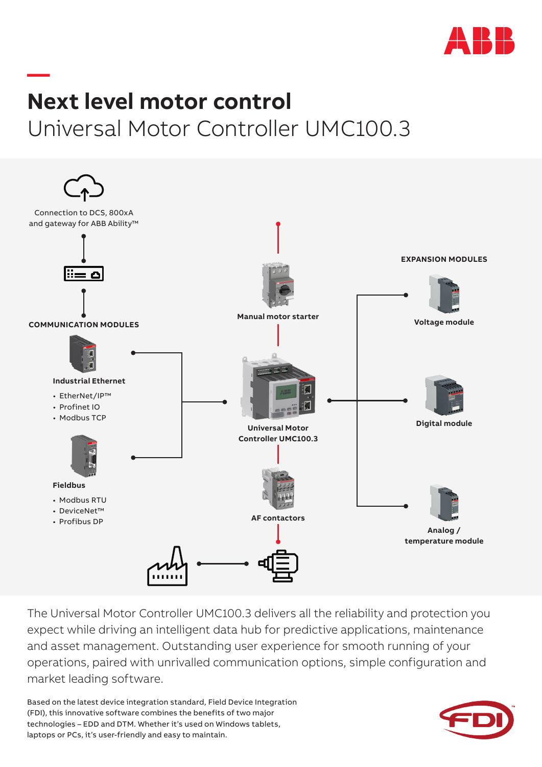# Next level motor control

## Universal Motor Controller UMC100.3

Connection to DCS, 800xA and gateway for ABB Ability™

**COMMUNICATION MODULES**

**Industrial Ethernet**

- EtherNet/IP™
- Profinet IO
- Modbus TCP

**Fieldbus**

- Modbus RTU
- DeviceNet™
- Profibus DP

**Manual motor starter**

**Universal Motor Controller UMC100.3**

**AF contactors**

**EXPANSION MODULES**

**Voltage module**

**Digital module**

**Analog / temperature module**

The Universal Motor Controller UMC100.3 delivers all the reliability and protection you expect while driving an intelligent data hub for predictive applications, maintenance and asset management. Outstanding user experience for smooth running of your operations, paired with unrivalled communication options, simple configuration and market leading software.

Based on the latest device integration standard, Field Device Integration (FDI), this innovative software combines the benefits of two major technologies – EDD and DTM. Whether it's used on Windows tablets, laptops or PCs, it's user-friendly and easy to maintain.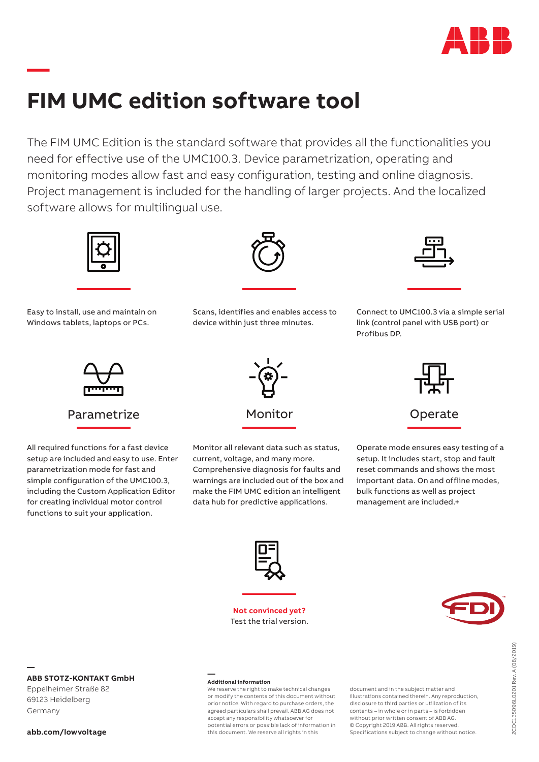# FIM UMC edition software tool

The FIM UMC Edition is the standard software that provides all the functionalities you need for effective use of the UMC100.3. Device parametrization, operating and monitoring modes allow fast and easy configuration, testing and online diagnosis. Project management is included for the handling of larger projects. And the localized software allows for multilingual use.

Easy to install, use and maintain on Windows tablets, laptops or PCs.

Scans, identifies and enables access to device within just three minutes.

Connect to UMC100.3 via a simple serial link (control panel with USB port) or Profibus DP.

## Parametrize

All required functions for a fast device setup are included and easy to use. Enter parametrization mode for fast and simple configuration of the UMC100.3, including the Custom Application Editor for creating individual motor control functions to suit your application.

## Monitor

Monitor all relevant data such as status, current, voltage, and many more. Comprehensive diagnosis for faults and warnings are included out of the box and make the FIM UMC edition an intelligent data hub for predictive applications.

## Operate

Operate mode ensures easy testing of a setup. It includes start, stop and fault reset commands and shows the most important data. On and offline modes, bulk functions as well as project management are included.+

**Not convinced yet?**
Test the trial version.

—

**ABB STOTZ-KONTAKT GmbH**
Eppelheimer Straße 82
69123 Heidelberg
Germany

**abb.com/lowvoltage**

—

**Additional information**
We reserve the right to make technical changes or modify the contents of this document without prior notice. With regard to purchase orders, the agreed particulars shall prevail. ABB AG does not accept any responsibility whatsoever for potential errors or possible lack of information in this document. We reserve all rights in this document and in the subject matter and illustrations contained therein. Any reproduction, disclosure to third parties or utilization of its contents – in whole or in parts – is forbidden without prior written consent of ABB AG.
© Copyright 2019 ABB. All rights reserved.
Specifications subject to change without notice.

2CDC135096L0201 Rev. A (08/2019)